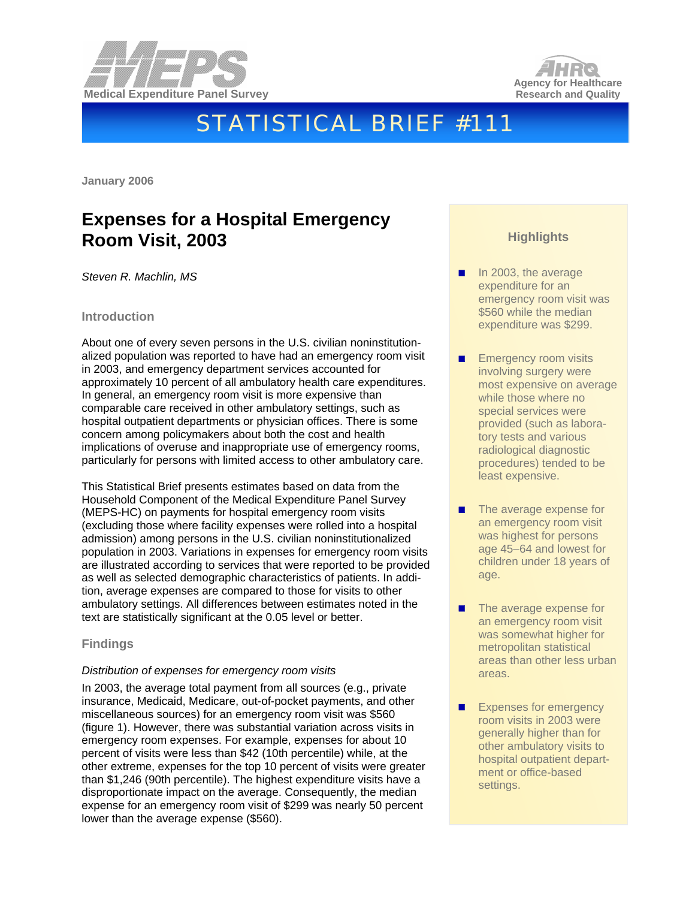Medical Expenditure Panel Survey

Agency for Healthcare Research and Quality

# STATISTICAL BRIEF #111

January 2006

## Expenses for a Hospital Emergency Room Visit, 2003

*Steven R. Machlin, MS*

### Introduction

About one of every seven persons in the U.S. civilian noninstitutionalized population was reported to have had an emergency room visit in 2003, and emergency department services accounted for approximately 10 percent of all ambulatory health care expenditures. In general, an emergency room visit is more expensive than comparable care received in other ambulatory settings, such as hospital outpatient departments or physician offices. There is some concern among policymakers about both the cost and health implications of overuse and inappropriate use of emergency rooms, particularly for persons with limited access to other ambulatory care.

This Statistical Brief presents estimates based on data from the Household Component of the Medical Expenditure Panel Survey (MEPS-HC) on payments for hospital emergency room visits (excluding those where facility expenses were rolled into a hospital admission) among persons in the U.S. civilian noninstitutionalized population in 2003. Variations in expenses for emergency room visits are illustrated according to services that were reported to be provided as well as selected demographic characteristics of patients. In addition, average expenses are compared to those for visits to other ambulatory settings. All differences between estimates noted in the text are statistically significant at the 0.05 level or better.

### Findings

*Distribution of expenses for emergency room visits*

In 2003, the average total payment from all sources (e.g., private insurance, Medicaid, Medicare, out-of-pocket payments, and other miscellaneous sources) for an emergency room visit was $560 (figure 1). However, there was substantial variation across visits in emergency room expenses. For example, expenses for about 10 percent of visits were less than $42 (10th percentile) while, at the other extreme, expenses for the top 10 percent of visits were greater than $1,246 (90th percentile). The highest expenditure visits have a disproportionate impact on the average. Consequently, the median expense for an emergency room visit of $299 was nearly 50 percent lower than the average expense ($560).

### Highlights

- In 2003, the average expenditure for an emergency room visit was $560 while the median expenditure was $299.
- Emergency room visits involving surgery were most expensive on average while those where no special services were provided (such as laboratory tests and various radiological diagnostic procedures) tended to be least expensive.
- The average expense for an emergency room visit was highest for persons age 45–64 and lowest for children under 18 years of age.
- The average expense for an emergency room visit was somewhat higher for metropolitan statistical areas than other less urban areas.
- Expenses for emergency room visits in 2003 were generally higher than for other ambulatory visits to hospital outpatient department or office-based settings.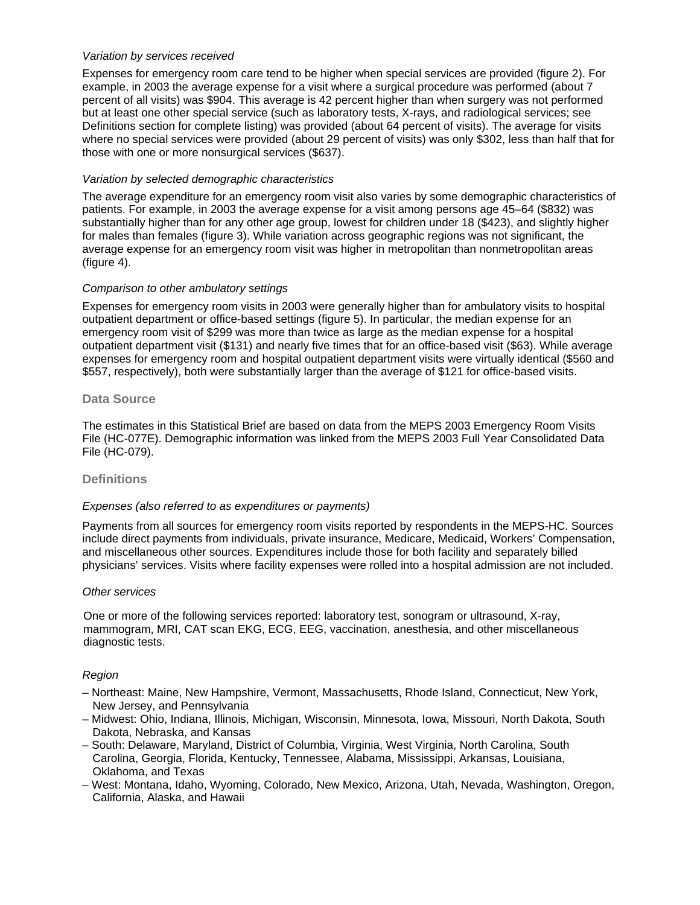*Variation by services received*

Expenses for emergency room care tend to be higher when special services are provided (figure 2). For example, in 2003 the average expense for a visit where a surgical procedure was performed (about 7 percent of all visits) was $904. This average is 42 percent higher than when surgery was not performed but at least one other special service (such as laboratory tests, X-rays, and radiological services; see Definitions section for complete listing) was provided (about 64 percent of visits). The average for visits where no special services were provided (about 29 percent of visits) was only $302, less than half that for those with one or more nonsurgical services ($637).

*Variation by selected demographic characteristics*

The average expenditure for an emergency room visit also varies by some demographic characteristics of patients. For example, in 2003 the average expense for a visit among persons age 45–64 ($832) was substantially higher than for any other age group, lowest for children under 18 ($423), and slightly higher for males than females (figure 3). While variation across geographic regions was not significant, the average expense for an emergency room visit was higher in metropolitan than nonmetropolitan areas (figure 4).

*Comparison to other ambulatory settings*

Expenses for emergency room visits in 2003 were generally higher than for ambulatory visits to hospital outpatient department or office-based settings (figure 5). In particular, the median expense for an emergency room visit of $299 was more than twice as large as the median expense for a hospital outpatient department visit ($131) and nearly five times that for an office-based visit ($63). While average expenses for emergency room and hospital outpatient department visits were virtually identical ($560 and $557, respectively), both were substantially larger than the average of $121 for office-based visits.

## Data Source

The estimates in this Statistical Brief are based on data from the MEPS 2003 Emergency Room Visits File (HC-077E). Demographic information was linked from the MEPS 2003 Full Year Consolidated Data File (HC-079).

## Definitions

*Expenses (also referred to as expenditures or payments)*

Payments from all sources for emergency room visits reported by respondents in the MEPS-HC. Sources include direct payments from individuals, private insurance, Medicare, Medicaid, Workers' Compensation, and miscellaneous other sources. Expenditures include those for both facility and separately billed physicians' services. Visits where facility expenses were rolled into a hospital admission are not included.

*Other services*

One or more of the following services reported: laboratory test, sonogram or ultrasound, X-ray, mammogram, MRI, CAT scan EKG, ECG, EEG, vaccination, anesthesia, and other miscellaneous diagnostic tests.

*Region*

– Northeast: Maine, New Hampshire, Vermont, Massachusetts, Rhode Island, Connecticut, New York, New Jersey, and Pennsylvania
– Midwest: Ohio, Indiana, Illinois, Michigan, Wisconsin, Minnesota, Iowa, Missouri, North Dakota, South Dakota, Nebraska, and Kansas
– South: Delaware, Maryland, District of Columbia, Virginia, West Virginia, North Carolina, South Carolina, Georgia, Florida, Kentucky, Tennessee, Alabama, Mississippi, Arkansas, Louisiana, Oklahoma, and Texas
– West: Montana, Idaho, Wyoming, Colorado, New Mexico, Arizona, Utah, Nevada, Washington, Oregon, California, Alaska, and Hawaii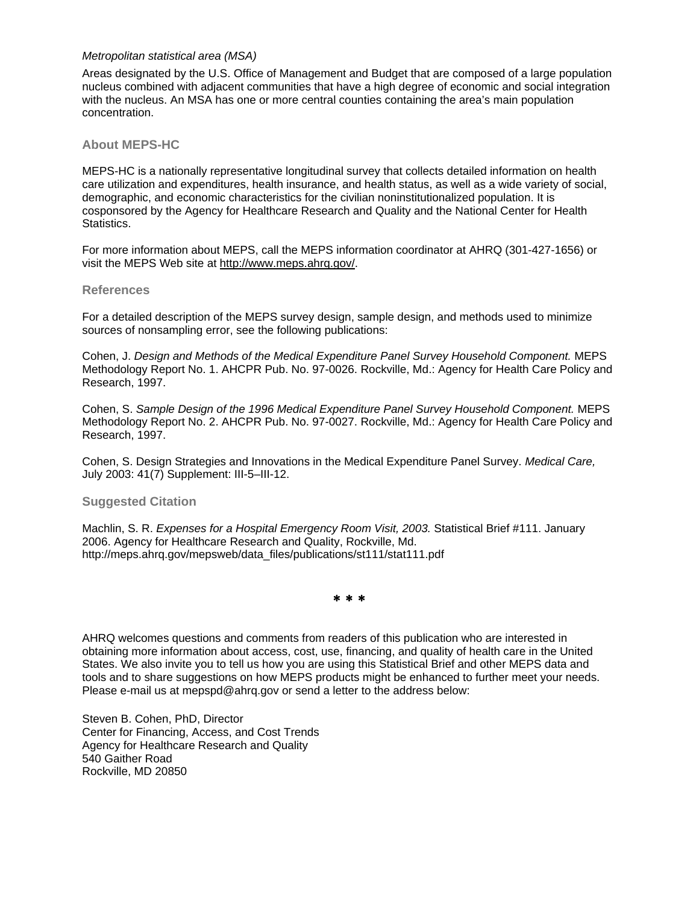*Metropolitan statistical area (MSA)*

Areas designated by the U.S. Office of Management and Budget that are composed of a large population nucleus combined with adjacent communities that have a high degree of economic and social integration with the nucleus. An MSA has one or more central counties containing the area's main population concentration.

## About MEPS-HC

MEPS-HC is a nationally representative longitudinal survey that collects detailed information on health care utilization and expenditures, health insurance, and health status, as well as a wide variety of social, demographic, and economic characteristics for the civilian noninstitutionalized population. It is cosponsored by the Agency for Healthcare Research and Quality and the National Center for Health Statistics.

For more information about MEPS, call the MEPS information coordinator at AHRQ (301-427-1656) or visit the MEPS Web site at http://www.meps.ahrq.gov/.

## References

For a detailed description of the MEPS survey design, sample design, and methods used to minimize sources of nonsampling error, see the following publications:

Cohen, J. *Design and Methods of the Medical Expenditure Panel Survey Household Component.* MEPS Methodology Report No. 1. AHCPR Pub. No. 97-0026. Rockville, Md.: Agency for Health Care Policy and Research, 1997.

Cohen, S. *Sample Design of the 1996 Medical Expenditure Panel Survey Household Component.* MEPS Methodology Report No. 2. AHCPR Pub. No. 97-0027. Rockville, Md.: Agency for Health Care Policy and Research, 1997.

Cohen, S. Design Strategies and Innovations in the Medical Expenditure Panel Survey. *Medical Care,* July 2003: 41(7) Supplement: III-5–III-12.

## Suggested Citation

Machlin, S. R. *Expenses for a Hospital Emergency Room Visit, 2003.* Statistical Brief #111. January 2006. Agency for Healthcare Research and Quality, Rockville, Md. http://meps.ahrq.gov/mepsweb/data_files/publications/st111/stat111.pdf

\* \* \*

AHRQ welcomes questions and comments from readers of this publication who are interested in obtaining more information about access, cost, use, financing, and quality of health care in the United States. We also invite you to tell us how you are using this Statistical Brief and other MEPS data and tools and to share suggestions on how MEPS products might be enhanced to further meet your needs. Please e-mail us at mepspd@ahrq.gov or send a letter to the address below:

Steven B. Cohen, PhD, Director
Center for Financing, Access, and Cost Trends
Agency for Healthcare Research and Quality
540 Gaither Road
Rockville, MD 20850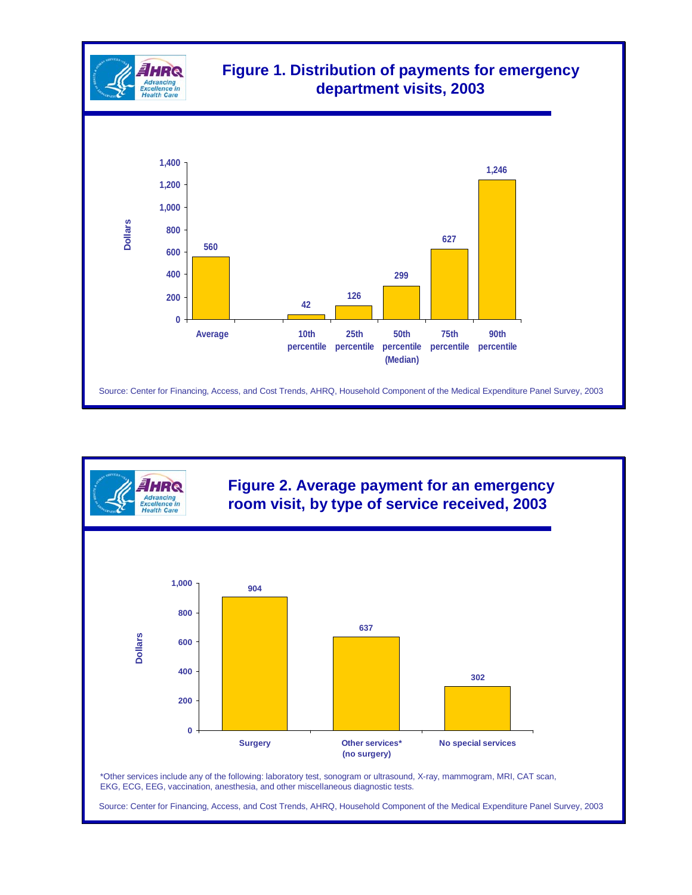## Figure 1. Distribution of payments for emergency department visits, 2003

| | Dollars |
|---|---|
| Average | 560 |
| 10th percentile | 42 |
| 25th percentile | 126 |
| 50th percentile (Median) | 299 |
| 75th percentile | 627 |
| 90th percentile | 1,246 |

Source: Center for Financing, Access, and Cost Trends, AHRQ, Household Component of the Medical Expenditure Panel Survey, 2003

## Figure 2. Average payment for an emergency room visit, by type of service received, 2003

| | Dollars |
|---|---|
| Surgery | 904 |
| Other services* (no surgery) | 637 |
| No special services | 302 |

*Other services include any of the following: laboratory test, sonogram or ultrasound, X-ray, mammogram, MRI, CAT scan, EKG, ECG, EEG, vaccination, anesthesia, and other miscellaneous diagnostic tests.

Source: Center for Financing, Access, and Cost Trends, AHRQ, Household Component of the Medical Expenditure Panel Survey, 2003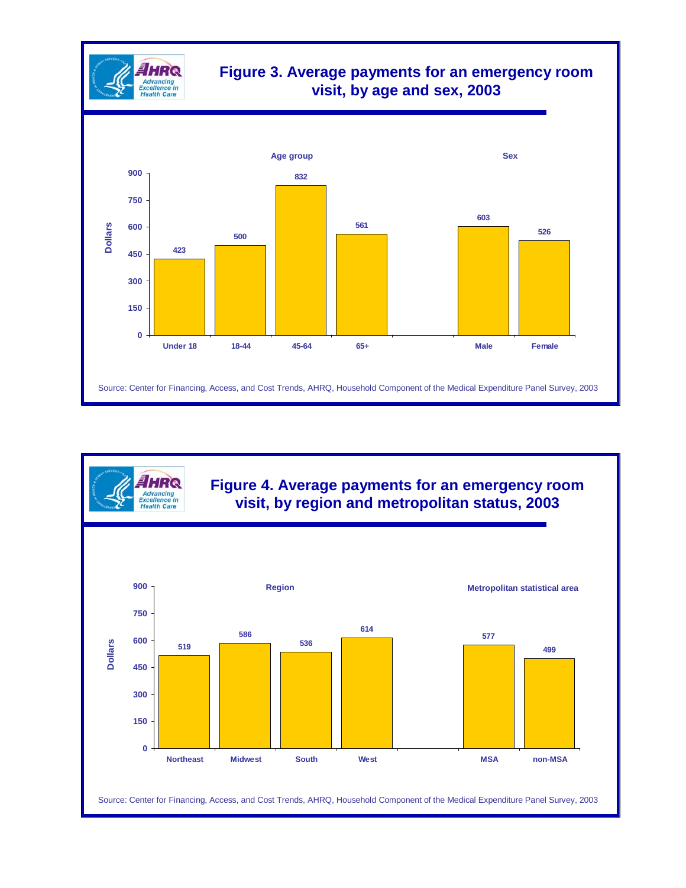## Figure 3. Average payments for an emergency room visit, by age and sex, 2003

| | Dollars |
|---|---|
| **Age group** | |
| Under 18 | 423 |
| 18-44 | 500 |
| 45-64 | 832 |
| 65+ | 561 |
| **Sex** | |
| Male | 603 |
| Female | 526 |

Source: Center for Financing, Access, and Cost Trends, AHRQ, Household Component of the Medical Expenditure Panel Survey, 2003

## Figure 4. Average payments for an emergency room visit, by region and metropolitan status, 2003

| | Dollars |
|---|---|
| **Region** | |
| Northeast | 519 |
| Midwest | 586 |
| South | 536 |
| West | 614 |
| **Metropolitan statistical area** | |
| MSA | 577 |
| non-MSA | 499 |

Source: Center for Financing, Access, and Cost Trends, AHRQ, Household Component of the Medical Expenditure Panel Survey, 2003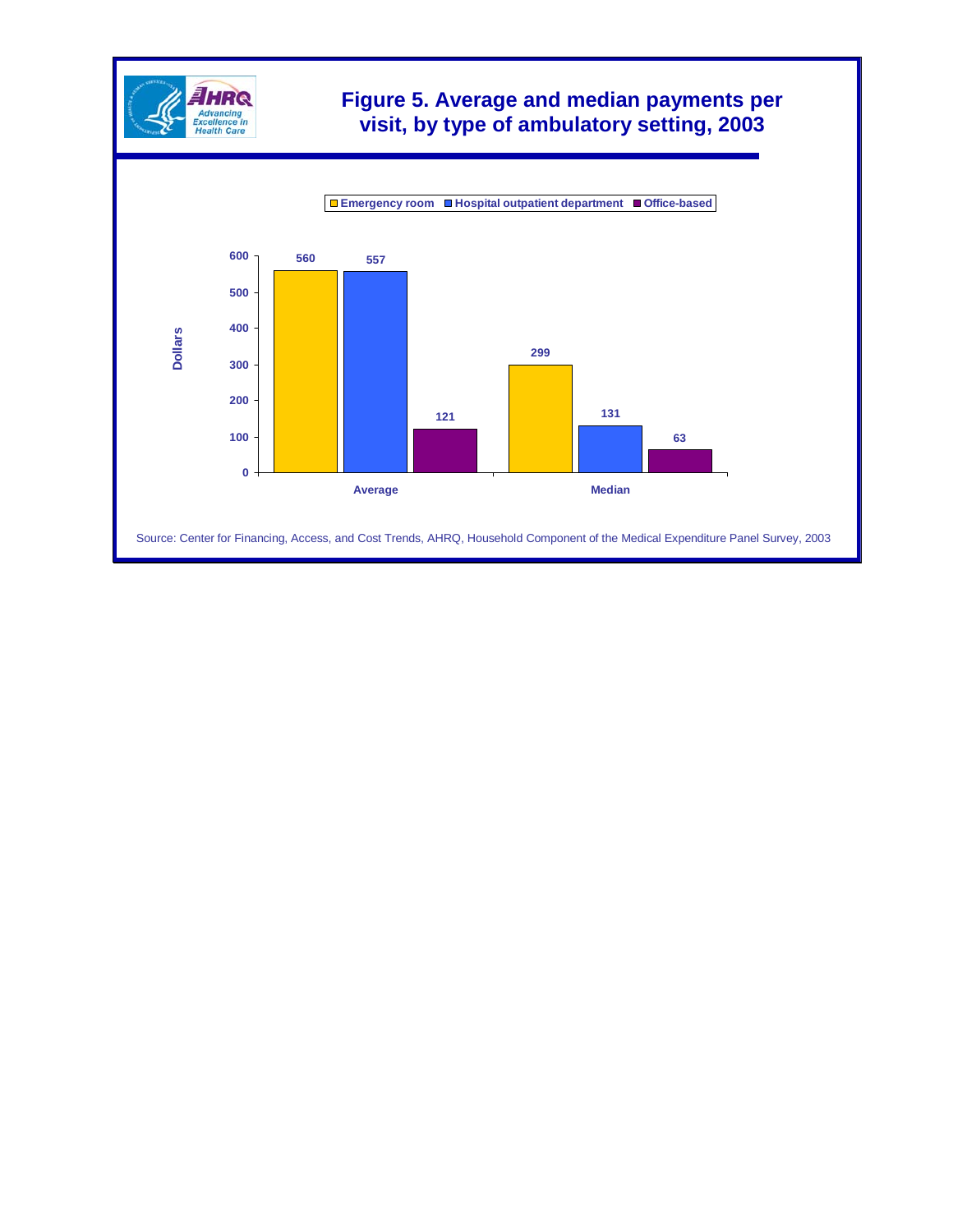# Figure 5. Average and median payments per visit, by type of ambulatory setting, 2003

Emergency room
Hospital outpatient department
Office-based

Dollars

600
500
400
300
200
100
0

560
557
121
299
131
63

Average
Median

Source: Center for Financing, Access, and Cost Trends, AHRQ, Household Component of the Medical Expenditure Panel Survey, 2003